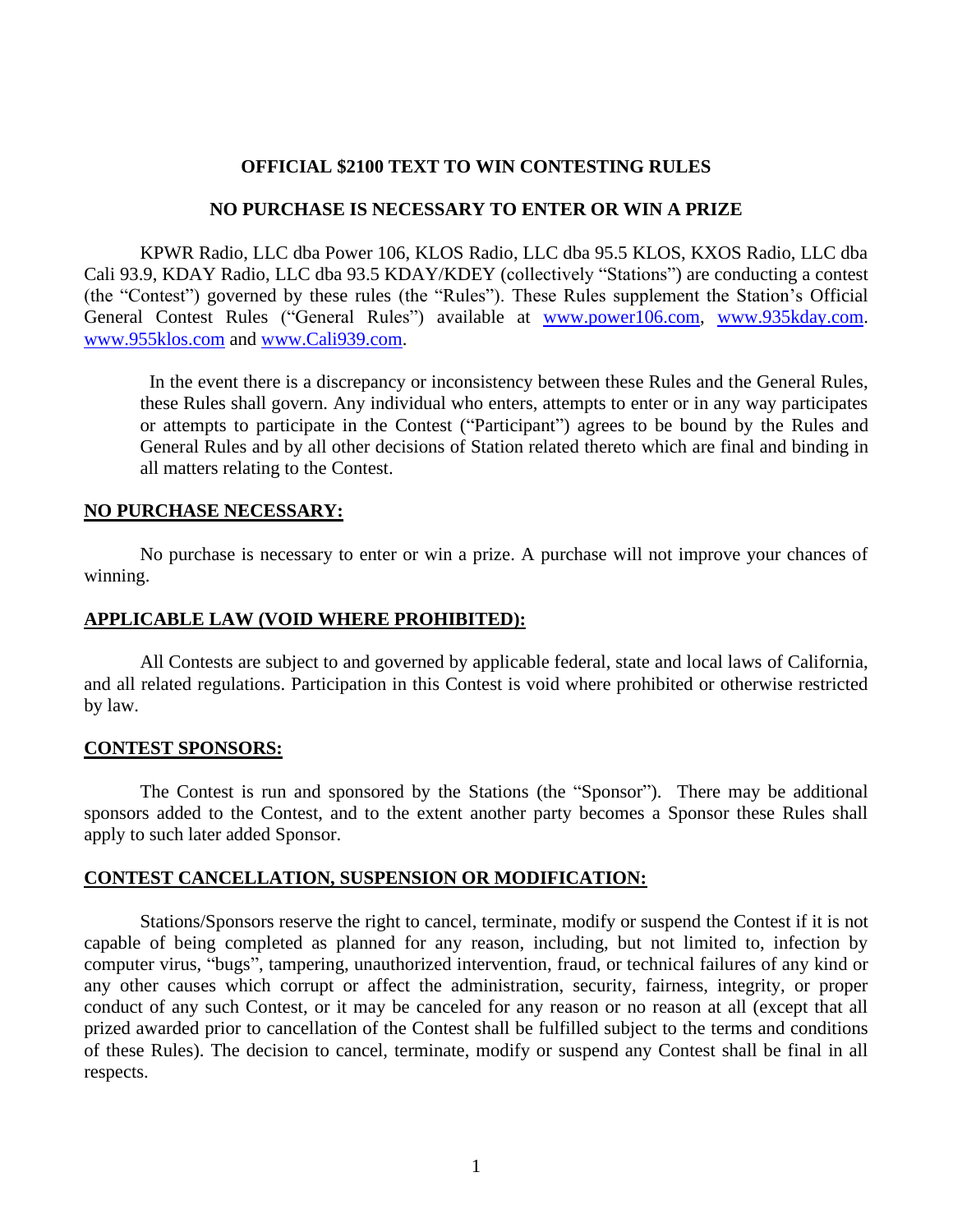**OFFICIAL $2100 TEXT TO WIN CONTESTING RULES**

**NO PURCHASE IS NECESSARY TO ENTER OR WIN A PRIZE**

KPWR Radio, LLC dba Power 106, KLOS Radio, LLC dba 95.5 KLOS, KXOS Radio, LLC dba Cali 93.9, KDAY Radio, LLC dba 93.5 KDAY/KDEY (collectively "Stations") are conducting a contest (the "Contest") governed by these rules (the "Rules"). These Rules supplement the Station's Official General Contest Rules ("General Rules") available at www.power106.com, www.935kday.com. www.955klos.com and www.Cali939.com.

In the event there is a discrepancy or inconsistency between these Rules and the General Rules, these Rules shall govern. Any individual who enters, attempts to enter or in any way participates or attempts to participate in the Contest ("Participant") agrees to be bound by the Rules and General Rules and by all other decisions of Station related thereto which are final and binding in all matters relating to the Contest.

**NO PURCHASE NECESSARY:**

No purchase is necessary to enter or win a prize. A purchase will not improve your chances of winning.

**APPLICABLE LAW (VOID WHERE PROHIBITED):**

All Contests are subject to and governed by applicable federal, state and local laws of California, and all related regulations. Participation in this Contest is void where prohibited or otherwise restricted by law.

**CONTEST SPONSORS:**

The Contest is run and sponsored by the Stations (the "Sponsor"). There may be additional sponsors added to the Contest, and to the extent another party becomes a Sponsor these Rules shall apply to such later added Sponsor.

**CONTEST CANCELLATION, SUSPENSION OR MODIFICATION:**

Stations/Sponsors reserve the right to cancel, terminate, modify or suspend the Contest if it is not capable of being completed as planned for any reason, including, but not limited to, infection by computer virus, "bugs", tampering, unauthorized intervention, fraud, or technical failures of any kind or any other causes which corrupt or affect the administration, security, fairness, integrity, or proper conduct of any such Contest, or it may be canceled for any reason or no reason at all (except that all prized awarded prior to cancellation of the Contest shall be fulfilled subject to the terms and conditions of these Rules). The decision to cancel, terminate, modify or suspend any Contest shall be final in all respects.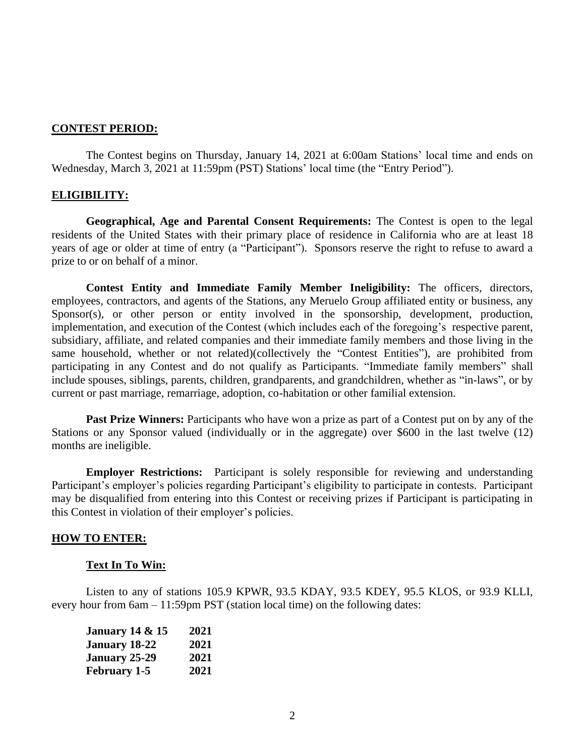**CONTEST PERIOD:**

The Contest begins on Thursday, January 14, 2021 at 6:00am Stations' local time and ends on Wednesday, March 3, 2021 at 11:59pm (PST) Stations' local time (the "Entry Period").

**ELIGIBILITY:**

**Geographical, Age and Parental Consent Requirements:** The Contest is open to the legal residents of the United States with their primary place of residence in California who are at least 18 years of age or older at time of entry (a "Participant"). Sponsors reserve the right to refuse to award a prize to or on behalf of a minor.

**Contest Entity and Immediate Family Member Ineligibility:** The officers, directors, employees, contractors, and agents of the Stations, any Meruelo Group affiliated entity or business, any Sponsor(s), or other person or entity involved in the sponsorship, development, production, implementation, and execution of the Contest (which includes each of the foregoing's respective parent, subsidiary, affiliate, and related companies and their immediate family members and those living in the same household, whether or not related)(collectively the "Contest Entities"), are prohibited from participating in any Contest and do not qualify as Participants. "Immediate family members" shall include spouses, siblings, parents, children, grandparents, and grandchildren, whether as "in-laws", or by current or past marriage, remarriage, adoption, co-habitation or other familial extension.

**Past Prize Winners:** Participants who have won a prize as part of a Contest put on by any of the Stations or any Sponsor valued (individually or in the aggregate) over $600 in the last twelve (12) months are ineligible.

**Employer Restrictions:** Participant is solely responsible for reviewing and understanding Participant's employer's policies regarding Participant's eligibility to participate in contests. Participant may be disqualified from entering into this Contest or receiving prizes if Participant is participating in this Contest in violation of their employer's policies.

**HOW TO ENTER:**

**Text In To Win:**

Listen to any of stations 105.9 KPWR, 93.5 KDAY, 93.5 KDEY, 95.5 KLOS, or 93.9 KLLI, every hour from 6am – 11:59pm PST (station local time) on the following dates:

**January 14 & 15 2021**
**January 18-22 2021**
**January 25-29 2021**
**February 1-5 2021**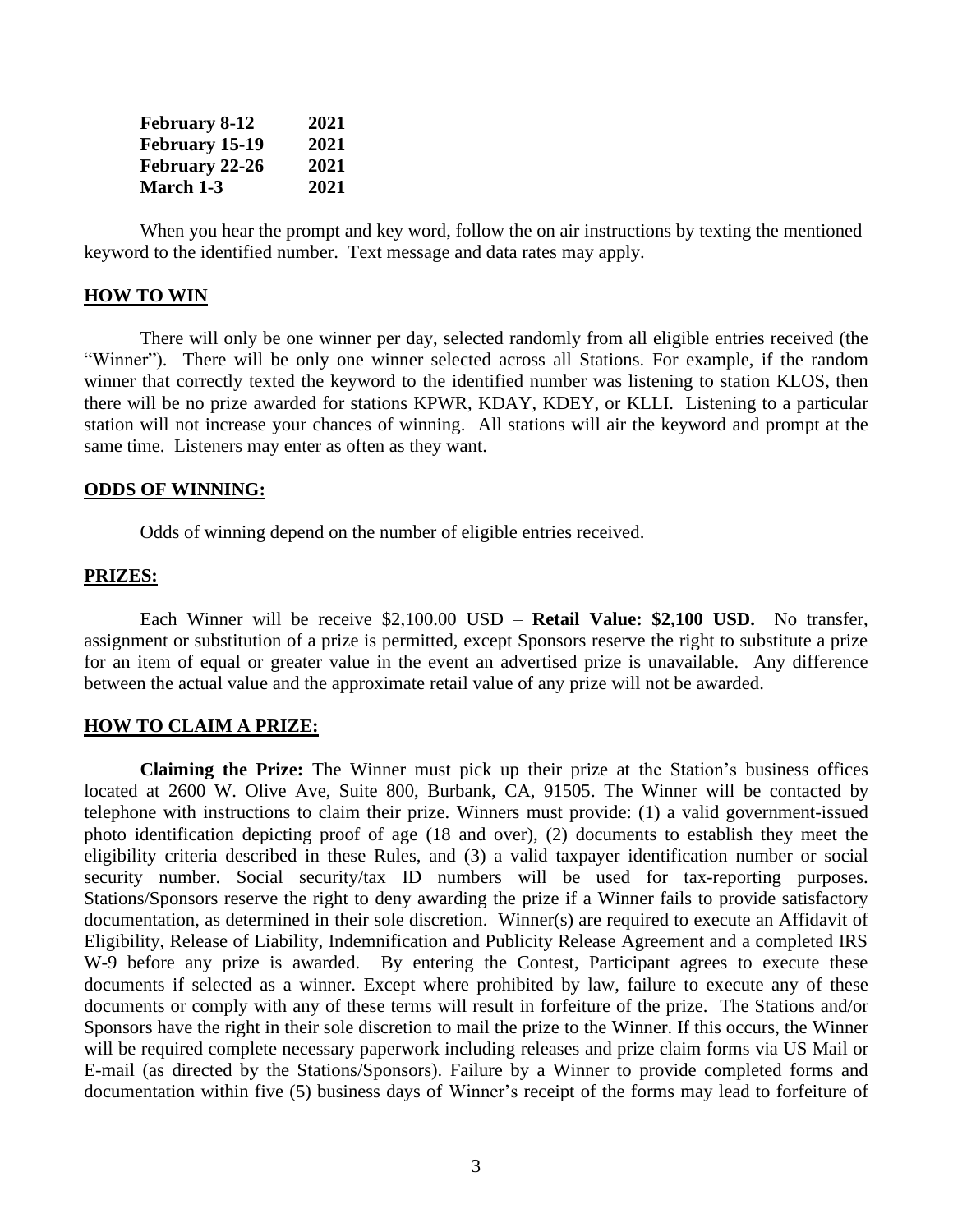| | |
|---|---|
| **February 8-12** | **2021** |
| **February 15-19** | **2021** |
| **February 22-26** | **2021** |
| **March 1-3** | **2021** |

When you hear the prompt and key word, follow the on air instructions by texting the mentioned keyword to the identified number. Text message and data rates may apply.

**HOW TO WIN**

There will only be one winner per day, selected randomly from all eligible entries received (the "Winner"). There will be only one winner selected across all Stations. For example, if the random winner that correctly texted the keyword to the identified number was listening to station KLOS, then there will be no prize awarded for stations KPWR, KDAY, KDEY, or KLLI. Listening to a particular station will not increase your chances of winning. All stations will air the keyword and prompt at the same time. Listeners may enter as often as they want.

**ODDS OF WINNING:**

Odds of winning depend on the number of eligible entries received.

**PRIZES:**

Each Winner will be receive $2,100.00 USD – **Retail Value: $2,100 USD.** No transfer, assignment or substitution of a prize is permitted, except Sponsors reserve the right to substitute a prize for an item of equal or greater value in the event an advertised prize is unavailable. Any difference between the actual value and the approximate retail value of any prize will not be awarded.

**HOW TO CLAIM A PRIZE:**

**Claiming the Prize:** The Winner must pick up their prize at the Station's business offices located at 2600 W. Olive Ave, Suite 800, Burbank, CA, 91505. The Winner will be contacted by telephone with instructions to claim their prize. Winners must provide: (1) a valid government-issued photo identification depicting proof of age (18 and over), (2) documents to establish they meet the eligibility criteria described in these Rules, and (3) a valid taxpayer identification number or social security number. Social security/tax ID numbers will be used for tax-reporting purposes. Stations/Sponsors reserve the right to deny awarding the prize if a Winner fails to provide satisfactory documentation, as determined in their sole discretion. Winner(s) are required to execute an Affidavit of Eligibility, Release of Liability, Indemnification and Publicity Release Agreement and a completed IRS W-9 before any prize is awarded. By entering the Contest, Participant agrees to execute these documents if selected as a winner. Except where prohibited by law, failure to execute any of these documents or comply with any of these terms will result in forfeiture of the prize. The Stations and/or Sponsors have the right in their sole discretion to mail the prize to the Winner. If this occurs, the Winner will be required complete necessary paperwork including releases and prize claim forms via US Mail or E-mail (as directed by the Stations/Sponsors). Failure by a Winner to provide completed forms and documentation within five (5) business days of Winner's receipt of the forms may lead to forfeiture of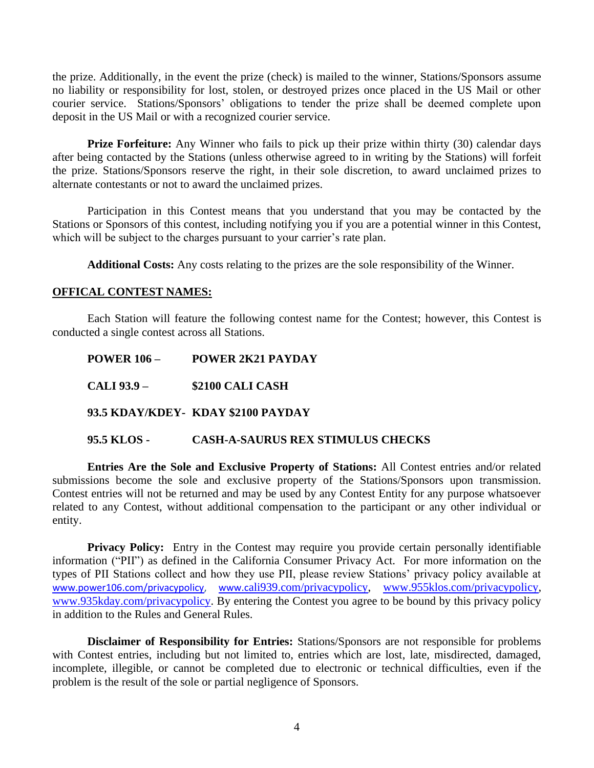the prize. Additionally, in the event the prize (check) is mailed to the winner, Stations/Sponsors assume no liability or responsibility for lost, stolen, or destroyed prizes once placed in the US Mail or other courier service. Stations/Sponsors' obligations to tender the prize shall be deemed complete upon deposit in the US Mail or with a recognized courier service.

**Prize Forfeiture:** Any Winner who fails to pick up their prize within thirty (30) calendar days after being contacted by the Stations (unless otherwise agreed to in writing by the Stations) will forfeit the prize. Stations/Sponsors reserve the right, in their sole discretion, to award unclaimed prizes to alternate contestants or not to award the unclaimed prizes.

Participation in this Contest means that you understand that you may be contacted by the Stations or Sponsors of this contest, including notifying you if you are a potential winner in this Contest, which will be subject to the charges pursuant to your carrier's rate plan.

**Additional Costs:** Any costs relating to the prizes are the sole responsibility of the Winner.

**OFFICAL CONTEST NAMES:**

Each Station will feature the following contest name for the Contest; however, this Contest is conducted a single contest across all Stations.

**POWER 106 –** **POWER 2K21 PAYDAY**

**CALI 93.9 –** **$2100 CALI CASH**

**93.5 KDAY/KDEY-** **KDAY $2100 PAYDAY**

**95.5 KLOS -** **CASH-A-SAURUS REX STIMULUS CHECKS**

**Entries Are the Sole and Exclusive Property of Stations:** All Contest entries and/or related submissions become the sole and exclusive property of the Stations/Sponsors upon transmission. Contest entries will not be returned and may be used by any Contest Entity for any purpose whatsoever related to any Contest, without additional compensation to the participant or any other individual or entity.

**Privacy Policy:** Entry in the Contest may require you provide certain personally identifiable information ("PII") as defined in the California Consumer Privacy Act. For more information on the types of PII Stations collect and how they use PII, please review Stations' privacy policy available at www.power106.com/privacypolicy, www.cali939.com/privacypolicy, www.955klos.com/privacypolicy, www.935kday.com/privacypolicy. By entering the Contest you agree to be bound by this privacy policy in addition to the Rules and General Rules.

**Disclaimer of Responsibility for Entries:** Stations/Sponsors are not responsible for problems with Contest entries, including but not limited to, entries which are lost, late, misdirected, damaged, incomplete, illegible, or cannot be completed due to electronic or technical difficulties, even if the problem is the result of the sole or partial negligence of Sponsors.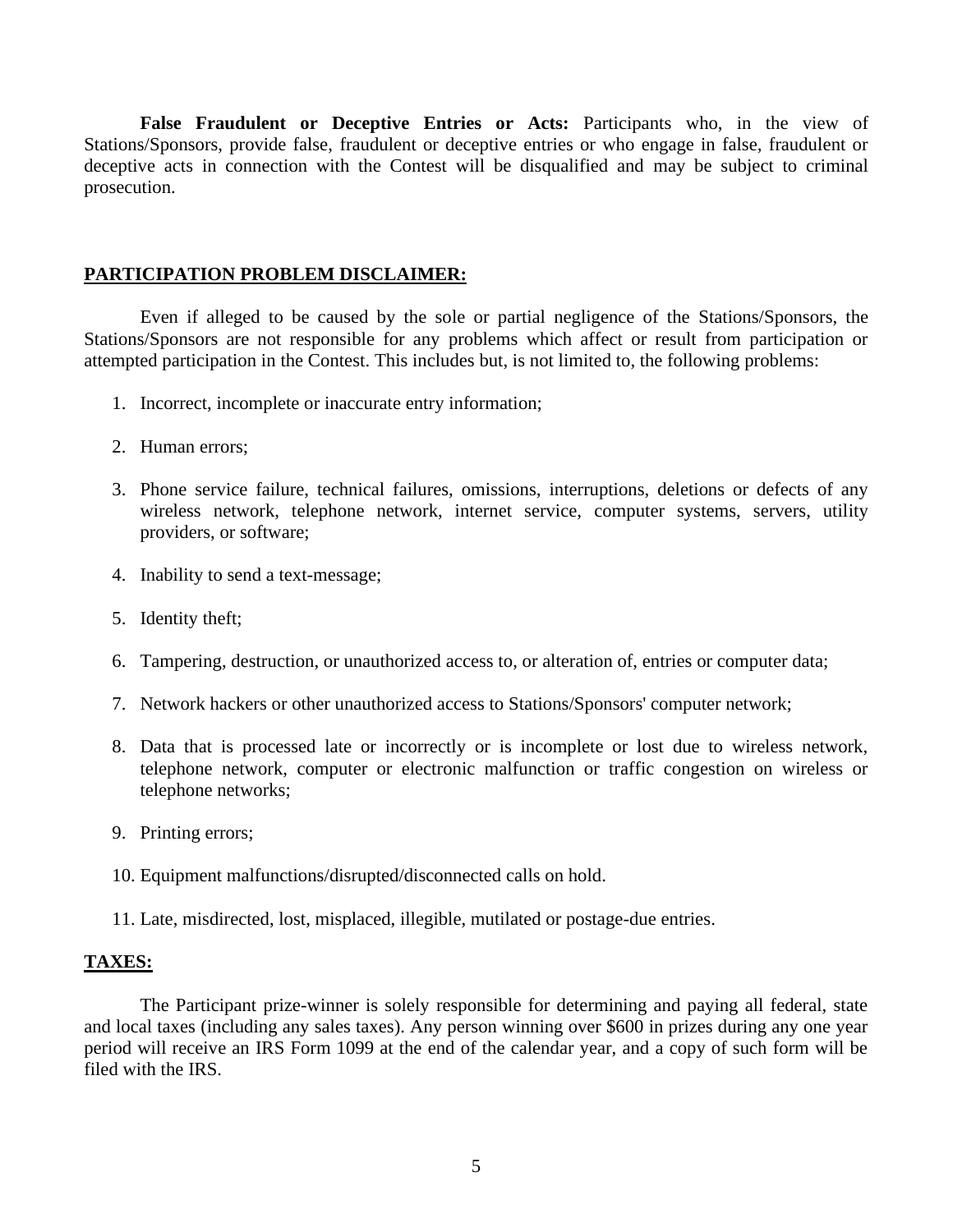**False Fraudulent or Deceptive Entries or Acts:** Participants who, in the view of Stations/Sponsors, provide false, fraudulent or deceptive entries or who engage in false, fraudulent or deceptive acts in connection with the Contest will be disqualified and may be subject to criminal prosecution.

## PARTICIPATION PROBLEM DISCLAIMER:

Even if alleged to be caused by the sole or partial negligence of the Stations/Sponsors, the Stations/Sponsors are not responsible for any problems which affect or result from participation or attempted participation in the Contest. This includes but, is not limited to, the following problems:

1. Incorrect, incomplete or inaccurate entry information;
2. Human errors;
3. Phone service failure, technical failures, omissions, interruptions, deletions or defects of any wireless network, telephone network, internet service, computer systems, servers, utility providers, or software;
4. Inability to send a text-message;
5. Identity theft;
6. Tampering, destruction, or unauthorized access to, or alteration of, entries or computer data;
7. Network hackers or other unauthorized access to Stations/Sponsors' computer network;
8. Data that is processed late or incorrectly or is incomplete or lost due to wireless network, telephone network, computer or electronic malfunction or traffic congestion on wireless or telephone networks;
9. Printing errors;
10. Equipment malfunctions/disrupted/disconnected calls on hold.
11. Late, misdirected, lost, misplaced, illegible, mutilated or postage-due entries.

## TAXES:

The Participant prize-winner is solely responsible for determining and paying all federal, state and local taxes (including any sales taxes). Any person winning over $600 in prizes during any one year period will receive an IRS Form 1099 at the end of the calendar year, and a copy of such form will be filed with the IRS.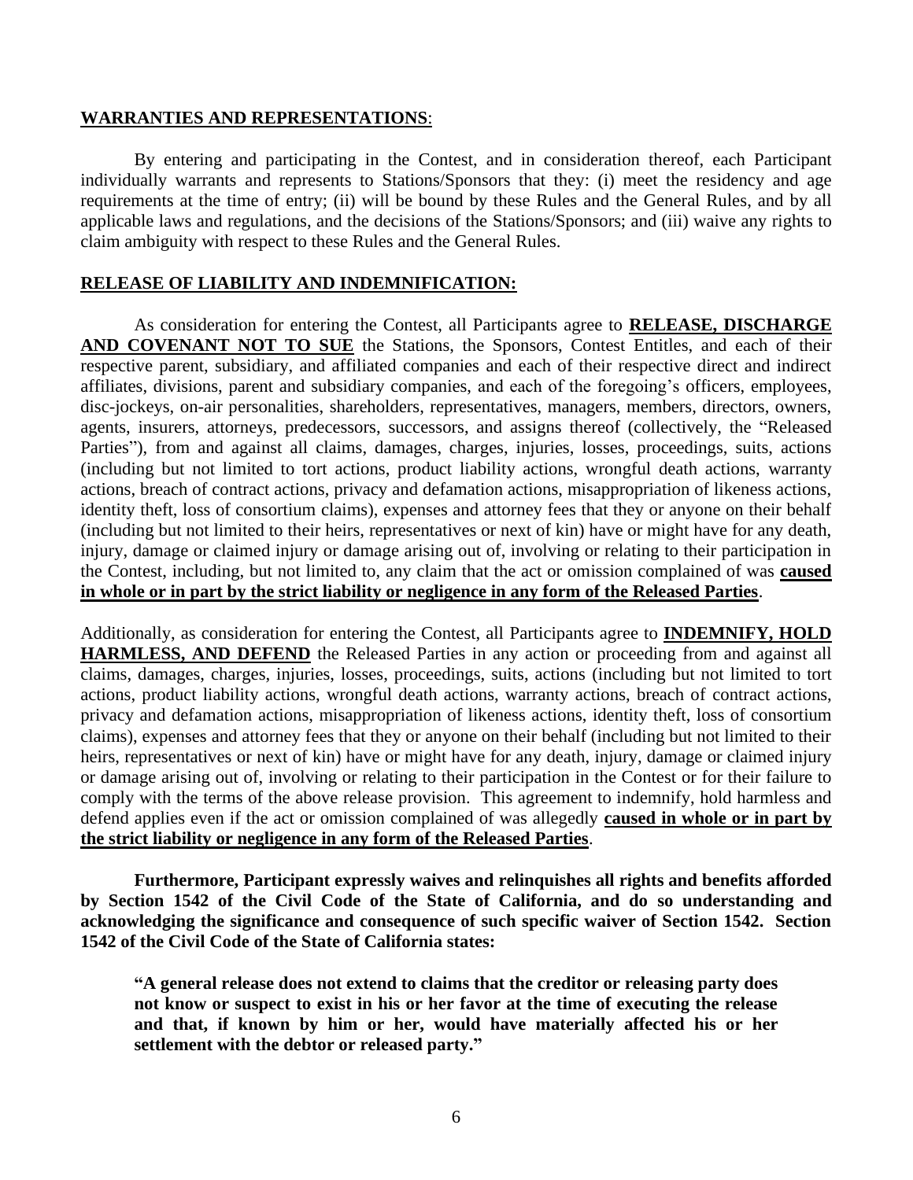**WARRANTIES AND REPRESENTATIONS**:

By entering and participating in the Contest, and in consideration thereof, each Participant individually warrants and represents to Stations/Sponsors that they: (i) meet the residency and age requirements at the time of entry; (ii) will be bound by these Rules and the General Rules, and by all applicable laws and regulations, and the decisions of the Stations/Sponsors; and (iii) waive any rights to claim ambiguity with respect to these Rules and the General Rules.

**RELEASE OF LIABILITY AND INDEMNIFICATION:**

As consideration for entering the Contest, all Participants agree to **RELEASE, DISCHARGE AND COVENANT NOT TO SUE** the Stations, the Sponsors, Contest Entitles, and each of their respective parent, subsidiary, and affiliated companies and each of their respective direct and indirect affiliates, divisions, parent and subsidiary companies, and each of the foregoing's officers, employees, disc-jockeys, on-air personalities, shareholders, representatives, managers, members, directors, owners, agents, insurers, attorneys, predecessors, successors, and assigns thereof (collectively, the "Released Parties"), from and against all claims, damages, charges, injuries, losses, proceedings, suits, actions (including but not limited to tort actions, product liability actions, wrongful death actions, warranty actions, breach of contract actions, privacy and defamation actions, misappropriation of likeness actions, identity theft, loss of consortium claims), expenses and attorney fees that they or anyone on their behalf (including but not limited to their heirs, representatives or next of kin) have or might have for any death, injury, damage or claimed injury or damage arising out of, involving or relating to their participation in the Contest, including, but not limited to, any claim that the act or omission complained of was **caused in whole or in part by the strict liability or negligence in any form of the Released Parties**.

Additionally, as consideration for entering the Contest, all Participants agree to **INDEMNIFY, HOLD HARMLESS, AND DEFEND** the Released Parties in any action or proceeding from and against all claims, damages, charges, injuries, losses, proceedings, suits, actions (including but not limited to tort actions, product liability actions, wrongful death actions, warranty actions, breach of contract actions, privacy and defamation actions, misappropriation of likeness actions, identity theft, loss of consortium claims), expenses and attorney fees that they or anyone on their behalf (including but not limited to their heirs, representatives or next of kin) have or might have for any death, injury, damage or claimed injury or damage arising out of, involving or relating to their participation in the Contest or for their failure to comply with the terms of the above release provision. This agreement to indemnify, hold harmless and defend applies even if the act or omission complained of was allegedly **caused in whole or in part by the strict liability or negligence in any form of the Released Parties**.

**Furthermore, Participant expressly waives and relinquishes all rights and benefits afforded by Section 1542 of the Civil Code of the State of California, and do so understanding and acknowledging the significance and consequence of such specific waiver of Section 1542. Section 1542 of the Civil Code of the State of California states:**

> **"A general release does not extend to claims that the creditor or releasing party does not know or suspect to exist in his or her favor at the time of executing the release and that, if known by him or her, would have materially affected his or her settlement with the debtor or released party."**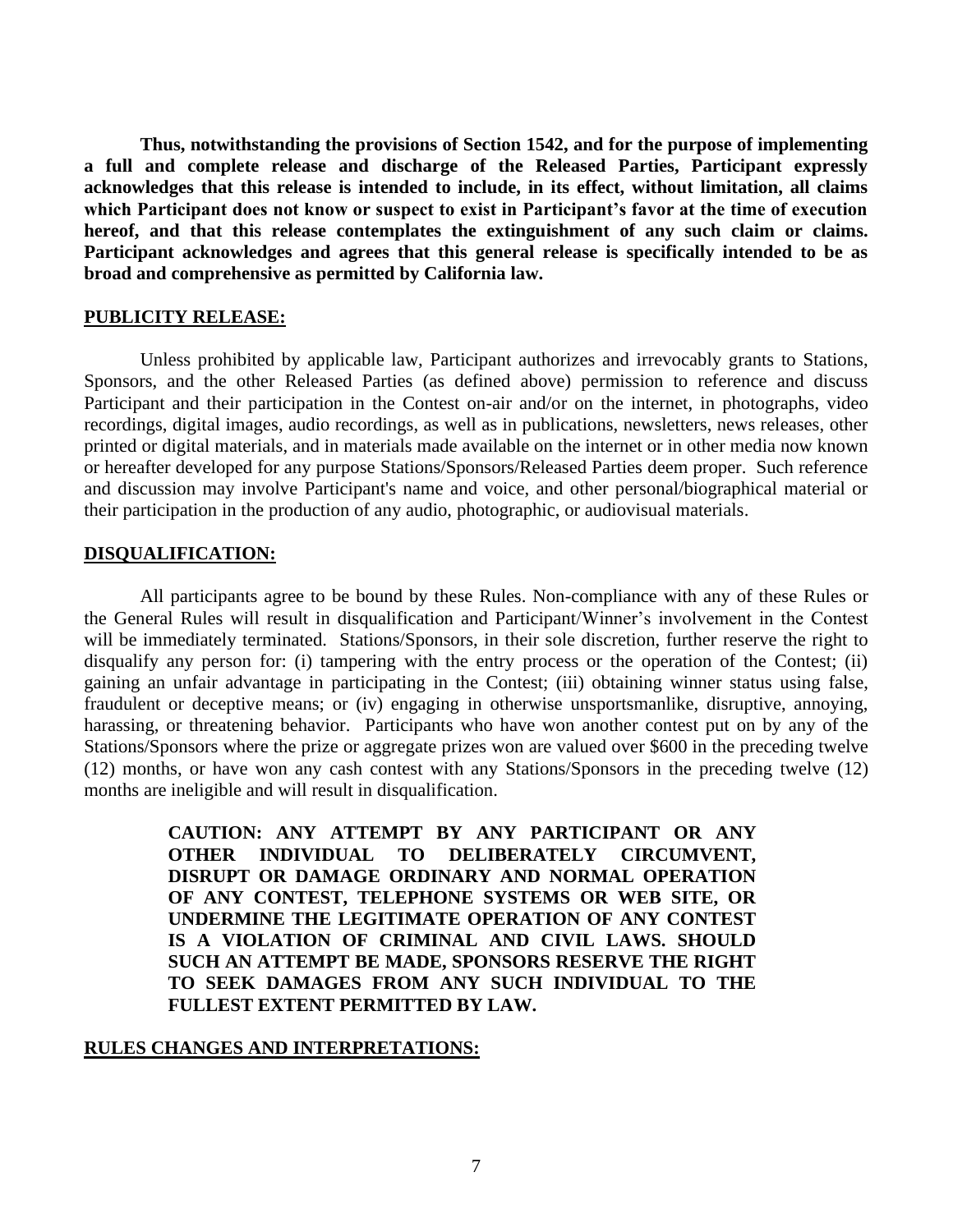**Thus, notwithstanding the provisions of Section 1542, and for the purpose of implementing a full and complete release and discharge of the Released Parties, Participant expressly acknowledges that this release is intended to include, in its effect, without limitation, all claims which Participant does not know or suspect to exist in Participant's favor at the time of execution hereof, and that this release contemplates the extinguishment of any such claim or claims. Participant acknowledges and agrees that this general release is specifically intended to be as broad and comprehensive as permitted by California law.**

**PUBLICITY RELEASE:**

Unless prohibited by applicable law, Participant authorizes and irrevocably grants to Stations, Sponsors, and the other Released Parties (as defined above) permission to reference and discuss Participant and their participation in the Contest on-air and/or on the internet, in photographs, video recordings, digital images, audio recordings, as well as in publications, newsletters, news releases, other printed or digital materials, and in materials made available on the internet or in other media now known or hereafter developed for any purpose Stations/Sponsors/Released Parties deem proper. Such reference and discussion may involve Participant's name and voice, and other personal/biographical material or their participation in the production of any audio, photographic, or audiovisual materials.

**DISQUALIFICATION:**

All participants agree to be bound by these Rules. Non-compliance with any of these Rules or the General Rules will result in disqualification and Participant/Winner's involvement in the Contest will be immediately terminated. Stations/Sponsors, in their sole discretion, further reserve the right to disqualify any person for: (i) tampering with the entry process or the operation of the Contest; (ii) gaining an unfair advantage in participating in the Contest; (iii) obtaining winner status using false, fraudulent or deceptive means; or (iv) engaging in otherwise unsportsmanlike, disruptive, annoying, harassing, or threatening behavior. Participants who have won another contest put on by any of the Stations/Sponsors where the prize or aggregate prizes won are valued over $600 in the preceding twelve (12) months, or have won any cash contest with any Stations/Sponsors in the preceding twelve (12) months are ineligible and will result in disqualification.

**CAUTION: ANY ATTEMPT BY ANY PARTICIPANT OR ANY OTHER INDIVIDUAL TO DELIBERATELY CIRCUMVENT, DISRUPT OR DAMAGE ORDINARY AND NORMAL OPERATION OF ANY CONTEST, TELEPHONE SYSTEMS OR WEB SITE, OR UNDERMINE THE LEGITIMATE OPERATION OF ANY CONTEST IS A VIOLATION OF CRIMINAL AND CIVIL LAWS. SHOULD SUCH AN ATTEMPT BE MADE, SPONSORS RESERVE THE RIGHT TO SEEK DAMAGES FROM ANY SUCH INDIVIDUAL TO THE FULLEST EXTENT PERMITTED BY LAW.**

**RULES CHANGES AND INTERPRETATIONS:**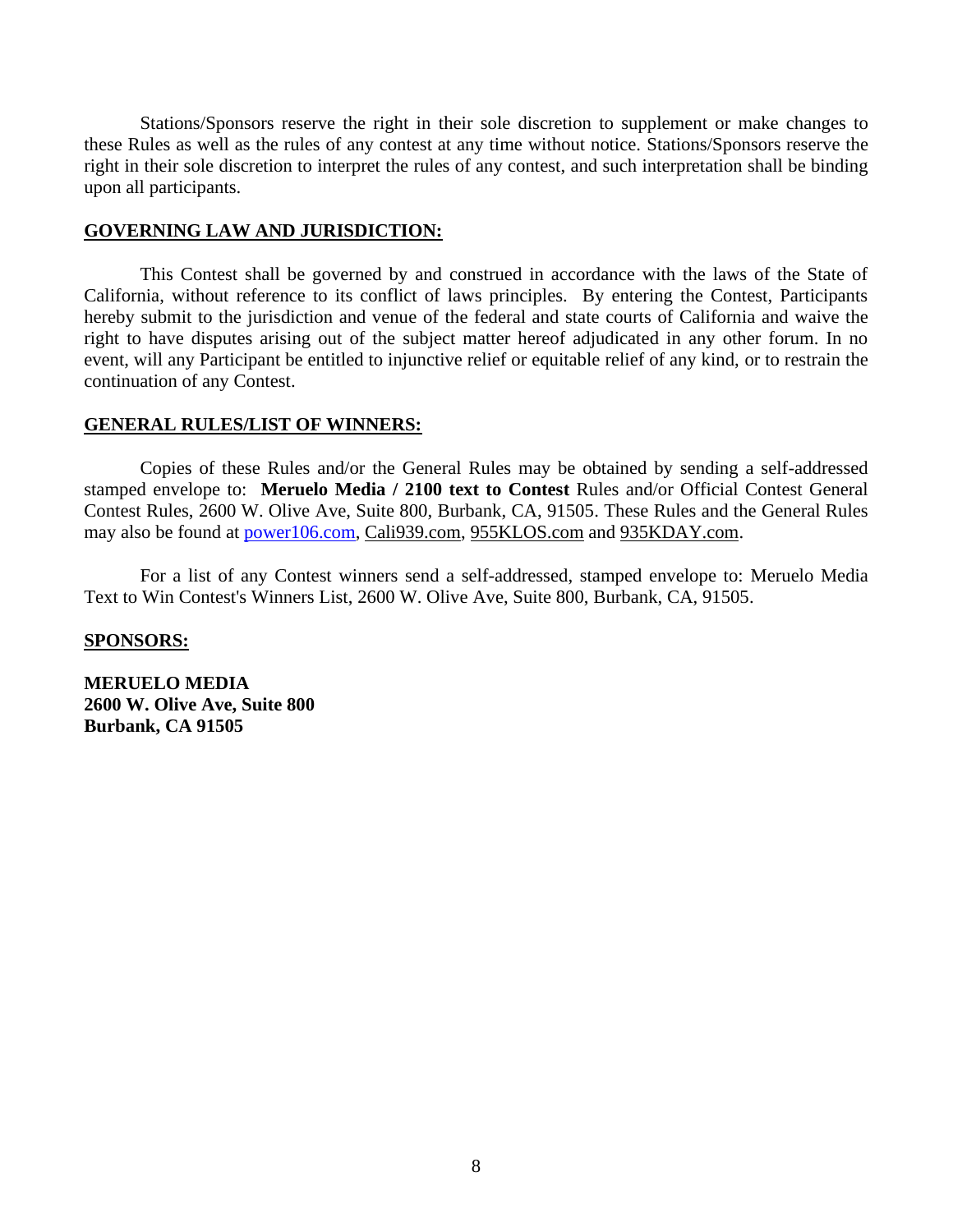Stations/Sponsors reserve the right in their sole discretion to supplement or make changes to these Rules as well as the rules of any contest at any time without notice. Stations/Sponsors reserve the right in their sole discretion to interpret the rules of any contest, and such interpretation shall be binding upon all participants.

**GOVERNING LAW AND JURISDICTION:**

This Contest shall be governed by and construed in accordance with the laws of the State of California, without reference to its conflict of laws principles. By entering the Contest, Participants hereby submit to the jurisdiction and venue of the federal and state courts of California and waive the right to have disputes arising out of the subject matter hereof adjudicated in any other forum. In no event, will any Participant be entitled to injunctive relief or equitable relief of any kind, or to restrain the continuation of any Contest.

**GENERAL RULES/LIST OF WINNERS:**

Copies of these Rules and/or the General Rules may be obtained by sending a self-addressed stamped envelope to: **Meruelo Media / 2100 text to Contest** Rules and/or Official Contest General Contest Rules, 2600 W. Olive Ave, Suite 800, Burbank, CA, 91505. These Rules and the General Rules may also be found at power106.com, Cali939.com, 955KLOS.com and 935KDAY.com.

For a list of any Contest winners send a self-addressed, stamped envelope to: Meruelo Media Text to Win Contest's Winners List, 2600 W. Olive Ave, Suite 800, Burbank, CA, 91505.

**SPONSORS:**

**MERUELO MEDIA**
**2600 W. Olive Ave, Suite 800**
**Burbank, CA 91505**